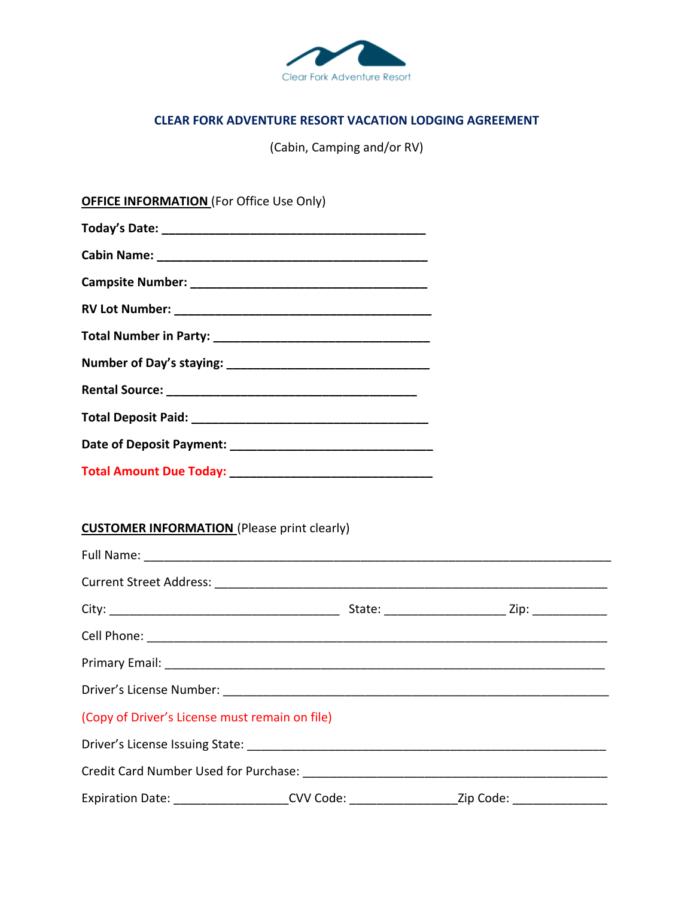Clear Fork Adventure Resort

# CLEAR FORK ADVENTURE RESORT VACATION LODGING AGREEMENT

(Cabin, Camping and/or RV)

**OFFICE INFORMATION** (For Office Use Only)

**Today's Date:** ________________________________________

**Cabin Name:** __________________________________________

**Campsite Number:** ____________________________________

**RV Lot Number:** _______________________________________

**Total Number in Party:** _______________________________

**Number of Day's staying:** _____________________________

**Rental Source:** ______________________________________

**Total Deposit Paid:** __________________________________

**Date of Deposit Payment:** _____________________________

**Total Amount Due Today:** ______________________________

**CUSTOMER INFORMATION** (Please print clearly)

Full Name: ________________________________________________________________________

Current Street Address: _____________________________________________________________

City: ___________________________________ State: ___________________ Zip: ___________

Cell Phone: _______________________________________________________________________

Primary Email: _____________________________________________________________________

Driver's License Number: ____________________________________________________________

(Copy of Driver's License must remain on file)

Driver's License Issuing State: ______________________________________________________

Credit Card Number Used for Purchase: _______________________________________________

Expiration Date: _________________CVV Code: ________________Zip Code: ______________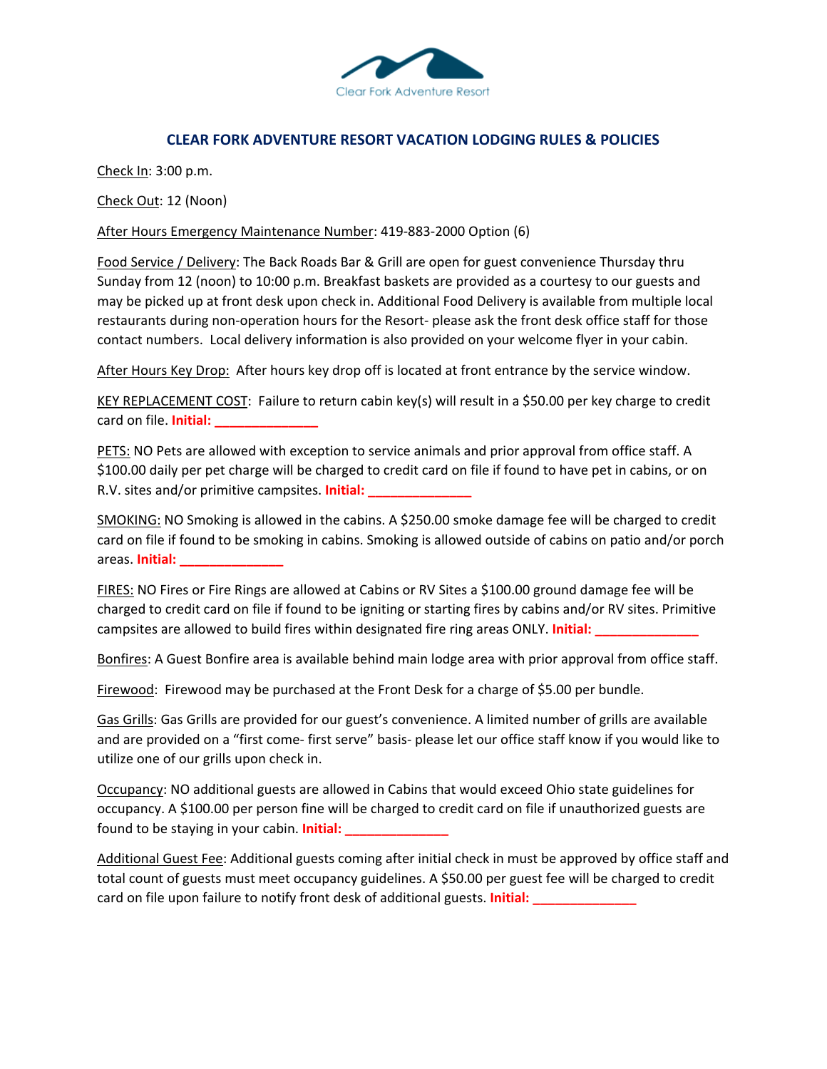Clear Fork Adventure Resort

## CLEAR FORK ADVENTURE RESORT VACATION LODGING RULES & POLICIES

Check In: 3:00 p.m.

Check Out: 12 (Noon)

After Hours Emergency Maintenance Number: 419-883-2000 Option (6)

Food Service / Delivery: The Back Roads Bar & Grill are open for guest convenience Thursday thru Sunday from 12 (noon) to 10:00 p.m. Breakfast baskets are provided as a courtesy to our guests and may be picked up at front desk upon check in. Additional Food Delivery is available from multiple local restaurants during non-operation hours for the Resort- please ask the front desk office staff for those contact numbers. Local delivery information is also provided on your welcome flyer in your cabin.

After Hours Key Drop: After hours key drop off is located at front entrance by the service window.

KEY REPLACEMENT COST: Failure to return cabin key(s) will result in a $50.00 per key charge to credit card on file. **Initial: ______________**

PETS: NO Pets are allowed with exception to service animals and prior approval from office staff. A $100.00 daily per pet charge will be charged to credit card on file if found to have pet in cabins, or on R.V. sites and/or primitive campsites. **Initial: ______________**

SMOKING: NO Smoking is allowed in the cabins. A $250.00 smoke damage fee will be charged to credit card on file if found to be smoking in cabins. Smoking is allowed outside of cabins on patio and/or porch areas. **Initial: ______________**

FIRES: NO Fires or Fire Rings are allowed at Cabins or RV Sites a $100.00 ground damage fee will be charged to credit card on file if found to be igniting or starting fires by cabins and/or RV sites. Primitive campsites are allowed to build fires within designated fire ring areas ONLY. **Initial: ______________**

Bonfires: A Guest Bonfire area is available behind main lodge area with prior approval from office staff.

Firewood: Firewood may be purchased at the Front Desk for a charge of $5.00 per bundle.

Gas Grills: Gas Grills are provided for our guest's convenience. A limited number of grills are available and are provided on a "first come- first serve" basis- please let our office staff know if you would like to utilize one of our grills upon check in.

Occupancy: NO additional guests are allowed in Cabins that would exceed Ohio state guidelines for occupancy. A $100.00 per person fine will be charged to credit card on file if unauthorized guests are found to be staying in your cabin. **Initial: ______________**

Additional Guest Fee: Additional guests coming after initial check in must be approved by office staff and total count of guests must meet occupancy guidelines. A $50.00 per guest fee will be charged to credit card on file upon failure to notify front desk of additional guests. **Initial: ______________**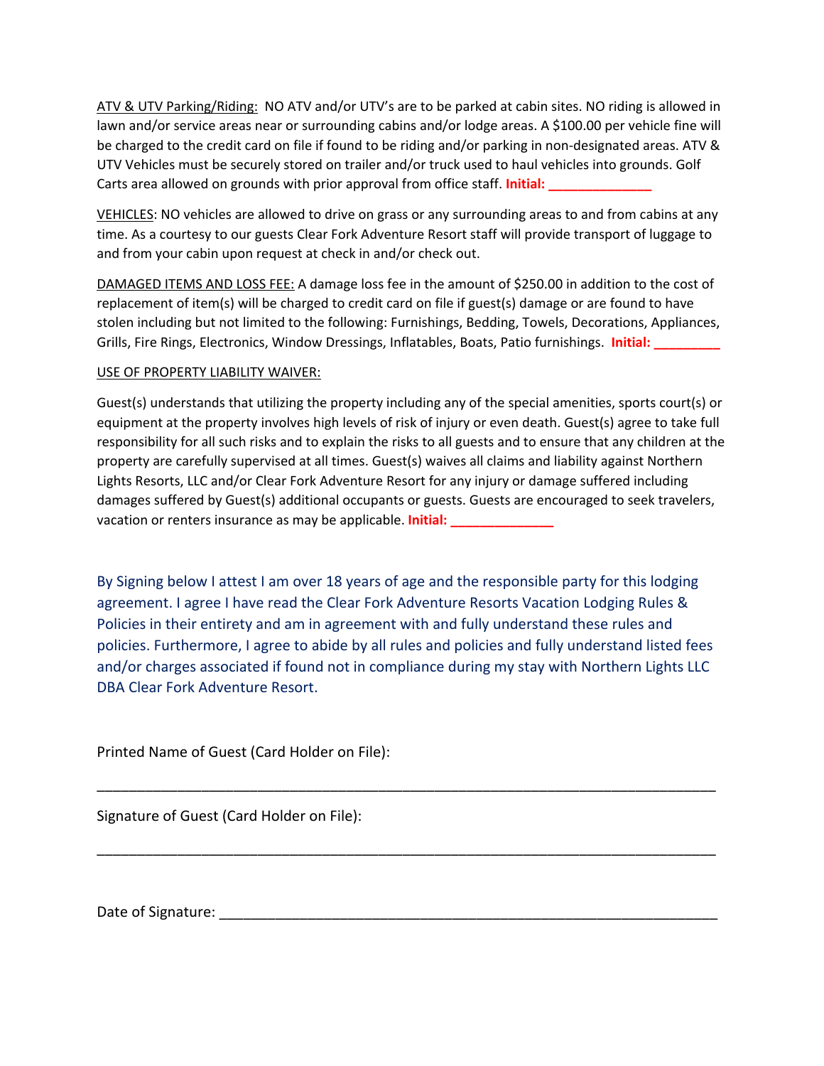<u>ATV & UTV Parking/Riding:</u> NO ATV and/or UTV's are to be parked at cabin sites. NO riding is allowed in lawn and/or service areas near or surrounding cabins and/or lodge areas. A $100.00 per vehicle fine will be charged to the credit card on file if found to be riding and/or parking in non-designated areas. ATV & UTV Vehicles must be securely stored on trailer and/or truck used to haul vehicles into grounds. Golf Carts area allowed on grounds with prior approval from office staff. **Initial: ______________**

<u>VEHICLES</u>: NO vehicles are allowed to drive on grass or any surrounding areas to and from cabins at any time. As a courtesy to our guests Clear Fork Adventure Resort staff will provide transport of luggage to and from your cabin upon request at check in and/or check out.

<u>DAMAGED ITEMS AND LOSS FEE:</u> A damage loss fee in the amount of $250.00 in addition to the cost of replacement of item(s) will be charged to credit card on file if guest(s) damage or are found to have stolen including but not limited to the following: Furnishings, Bedding, Towels, Decorations, Appliances, Grills, Fire Rings, Electronics, Window Dressings, Inflatables, Boats, Patio furnishings. **Initial: _________**

<u>USE OF PROPERTY LIABILITY WAIVER:</u>

Guest(s) understands that utilizing the property including any of the special amenities, sports court(s) or equipment at the property involves high levels of risk of injury or even death. Guest(s) agree to take full responsibility for all such risks and to explain the risks to all guests and to ensure that any children at the property are carefully supervised at all times. Guest(s) waives all claims and liability against Northern Lights Resorts, LLC and/or Clear Fork Adventure Resort for any injury or damage suffered including damages suffered by Guest(s) additional occupants or guests. Guests are encouraged to seek travelers, vacation or renters insurance as may be applicable. **Initial: ______________**

By Signing below I attest I am over 18 years of age and the responsible party for this lodging agreement. I agree I have read the Clear Fork Adventure Resorts Vacation Lodging Rules & Policies in their entirety and am in agreement with and fully understand these rules and policies. Furthermore, I agree to abide by all rules and policies and fully understand listed fees and/or charges associated if found not in compliance during my stay with Northern Lights LLC DBA Clear Fork Adventure Resort.

Printed Name of Guest (Card Holder on File):

_______________________________________________________________________________

Signature of Guest (Card Holder on File):

_______________________________________________________________________________

Date of Signature: _______________________________________________________________